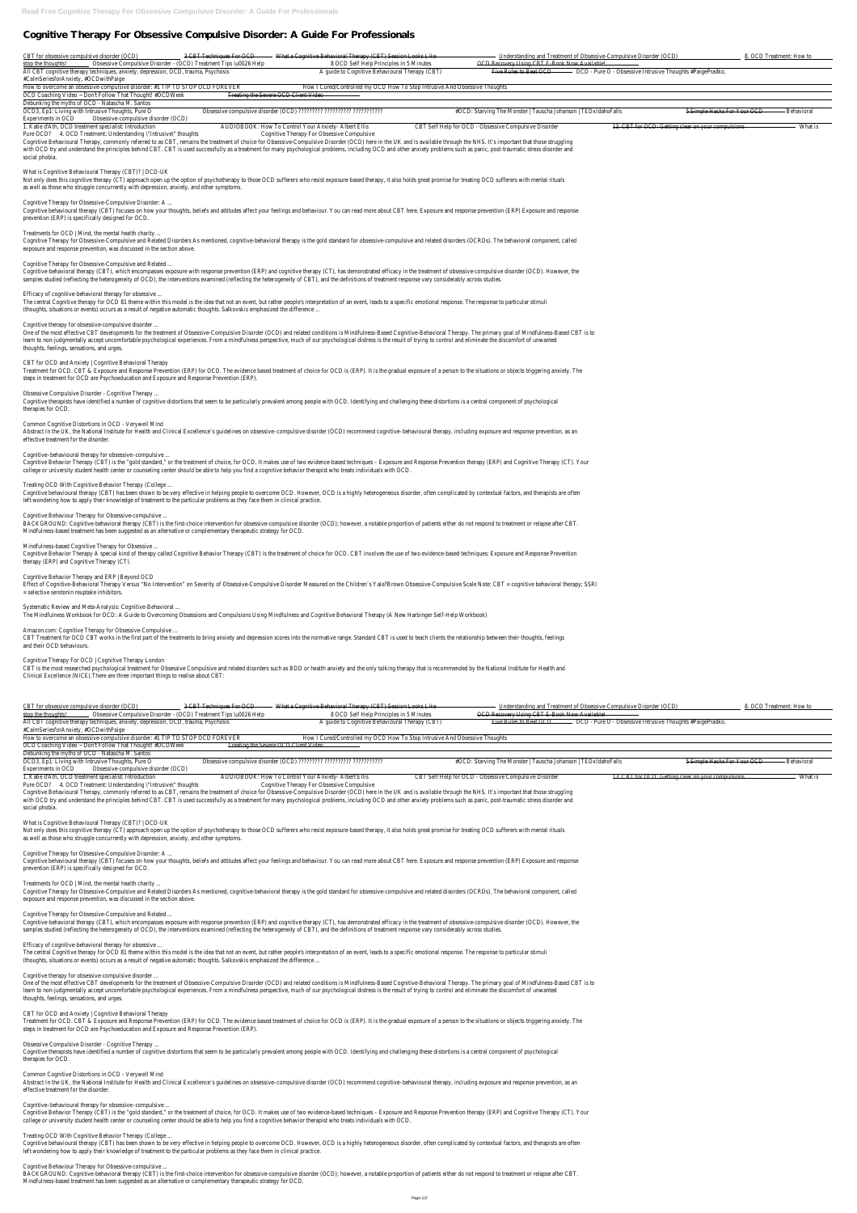# Cognitive Therapy For Obsessive Compulsive Disorder: A Guide For Professionals

CBT for obsessive compulsive disorder (OCD) 3 CBT Techniques For OCD What a Cognitive Behavioral Therapy (CBT) Session Looks Like Understanding and Treatment of Obsessive-Compulsive Disorder (OCD) 8. OCD Treatment: How to stop the thoughts! Obsessive Compulsive Disorder - (OCD) Treatment Tips \u0026 Help 8 OCD Self Help Principles in 5 Minutes OCD Recovery Using CBT E-Book Now Available!

All CBT cognitive therapy techniques, anxiety, depression, OCD, trauma, Psychosis A guide to Cognitive Behavioural Therapy (CBT) Five Rules to Beat OCD OCD - Pure O - Obsessive Intrusive Thoughts #PaigePradko, #CalmSeriesforAnxiety, #OCDwithPaige

How to overcome an obsessive-compulsive disorder: #1 TIP TO STOP OCD FOREVER How I Cured/Controlled my OCD How To Stop Intrusive And Obsessive Thoughts

OCD Coaching Video ~ Don't Follow That Thought! #OCDWeek Treating the Severe OCD Client Video

Debunking the myths of OCD - Natascha M. Santos

OCD3, Ep1: Living with Intrusive Thoughts, Pure O Obsessive compulsive disorder (OCD) ????????? ?????????? ??????????? #OCD: Starving The Monster | Tauscha Johanson | TEDxIdahoFalls 5 Simple Hacks For Your OCD Behavioral Experiments in OCD Obsessive-compulsive disorder (OCD)

1. Katie d'Ath, OCD treatment specialist: Introduction AUDIOBOOK: How To Control Your Anxiety- Albert Ellis CBT Self Help for OCD - Obsessive Compulsive Disorder 13. CBT for OCD: Getting clear on your compulsions What is Pure OCD? 4. OCD Treatment: Understanding \"Intrusive\" thoughts Cognitive Therapy For Obsessive Compulsive

Cognitive Behavioural Therapy, commonly referred to as CBT, remains the treatment of choice for Obsessive-Compulsive Disorder (OCD) here in the UK and is available through the NHS. It's important that those struggling with OCD try and understand the principles behind CBT. CBT is used successfully as a treatment for many psychological problems, including OCD and other anxiety problems such as panic, post-traumatic stress disorder and social phobia.

What is Cognitive Behavioural Therapy (CBT)? | OCD-UK

Not only does this cognitive therapy (CT) approach open up the option of psychotherapy to those OCD sufferers who resist exposure-based therapy, it also holds great promise for treating OCD sufferers with mental rituals as well as those who struggle concurrently with depression, anxiety, and other symptoms.

Cognitive Therapy for Obsessive-Compulsive Disorder: A ...

Cognitive behavioural therapy (CBT) focuses on how your thoughts, beliefs and attitudes affect your feelings and behaviour. You can read more about CBT here. Exposure and response prevention (ERP) Exposure and response prevention (ERP) is specifically designed for OCD.

Treatments for OCD | Mind, the mental health charity ...

Cognitive Therapy for Obsessive-Compulsive and Related Disorders As mentioned, cognitive-behavioral therapy is the gold standard for obsessive-compulsive and related disorders (OCRDs). The behavioral component, called exposure and response prevention, was discussed in the section above.

Cognitive Therapy for Obsessive-Compulsive and Related ...

Cognitive-behavioral therapy (CBT), which encompasses exposure with response prevention (ERP) and cognitive therapy (CT), has demonstrated efficacy in the treatment of obsessive-compulsive disorder (OCD). However, the samples studied (reflecting the heterogeneity of OCD), the interventions examined (reflecting the heterogeneity of CBT), and the definitions of treatment response vary considerably across studies.

Efficacy of cognitive-behavioral therapy for obsessive ...

The central Cognitive therapy for OCD 81 theme within this model is the idea that not an event, but rather people's interpretation of an event, leads to a specific emotional response. The response to particular stimuli (thoughts, situations or events) occurs as a result of negative automatic thoughts. Salkovskis emphasized the difference ...

Cognitive therapy for obsessive-compulsive disorder ...

One of the most effective CBT developments for the treatment of Obsessive-Compulsive Disorder (OCD) and related conditions is Mindfulness-Based Cognitive-Behavioral Therapy. The primary goal of Mindfulness-Based CBT is to learn to non-judgmentally accept uncomfortable psychological experiences. From a mindfulness perspective, much of our psychological distress is the result of trying to control and eliminate the discomfort of unwanted thoughts, feelings, sensations, and urges.

CBT for OCD and Anxiety | Cognitive Behavioral Therapy

Treatment for OCD. CBT & Exposure and Response Prevention (ERP) for OCD. The evidence based treatment of choice for OCD is (ERP). It is the gradual exposure of a person to the situations or objects triggering anxiety. The steps in treatment for OCD are Psychoeducation and Exposure and Response Prevention (ERP).

Obsessive Compulsive Disorder - Cognitive Therapy ...

Cognitive therapists have identified a number of cognitive distortions that seem to be particularly prevalent among people with OCD. Identifying and challenging these distortions is a central component of psychological therapies for OCD.

Common Cognitive Distortions in OCD - Verywell Mind

Abstract In the UK, the National Institute for Health and Clinical Excellence's guidelines on obsessive- compulsive disorder (OCD) recommend cognitive- behavioural therapy, including exposure and response prevention, as an effective treatment for the disorder.

Cognitive–behavioural therapy for obsessive– compulsive ...

Cognitive Behavior Therapy (CBT) is the "gold standard," or the treatment of choice, for OCD. It makes use of two evidence-based techniques – Exposure and Response Prevention therapy (ERP) and Cognitive Therapy (CT). Your college or university student health center or counseling center should be able to help you find a cognitive behavior therapist who treats individuals with OCD.

Treating OCD With Cognitive Behavior Therapy (College ...

Cognitive behavioural therapy (CBT) has been shown to be very effective in helping people to overcome OCD. However, OCD is a highly heterogeneous disorder, often complicated by contextual factors, and therapists are often left wondering how to apply their knowledge of treatment to the particular problems as they face them in clinical practice.

Cognitive Behaviour Therapy for Obsessive-compulsive ...

BACKGROUND: Cognitive-behavioral therapy (CBT) is the first-choice intervention for obsessive-compulsive disorder (OCD); however, a notable proportion of patients either do not respond to treatment or relapse after CBT. Mindfulness-based treatment has been suggested as an alternative or complementary therapeutic strategy for OCD.

Mindfulness-based Cognitive Therapy for Obsessive ...

Cognitive Behavior Therapy A special kind of therapy called Cognitive Behavior Therapy (CBT) is the treatment of choice for OCD. CBT involves the use of two evidence-based techniques: Exposure and Response Prevention therapy (ERP) and Cognitive Therapy (CT).

Cognitive Behavior Therapy and ERP | Beyond OCD

Effect of Cognitive-Behavioral Therapy Versus "No Intervention" on Severity of Obsessive-Compulsive Disorder Measured on the Children's Yale?Brown Obsessive-Compulsive Scale Note: CBT = cognitive behavioral therapy; SSRI = selective serotonin reuptake inhibitors.

Systematic Review and Meta-Analysis: Cognitive-Behavioral ...

The Mindfulness Workbook for OCD: A Guide to Overcoming Obsessions and Compulsions Using Mindfulness and Cognitive Behavioral Therapy (A New Harbinger Self-Help Workbook)

Amazon.com: Cognitive Therapy for Obsessive-Compulsive ...

CBT Treatment for OCD CBT works in the first part of the treatments to bring anxiety and depression scores into the normative range. Standard CBT is used to teach clients the relationship between their thoughts, feelings and their OCD behaviours.

Cognitive Therapy For OCD | Cognitive Therapy London

CBT is the most researched psychological treatment for Obsessive Compulsive and related disorders such as BDD or health anxiety and the only talking therapy that is recommended by the National Institute for Health and Clinical Excellence (NICE).There are three important things to realise about CBT:

CBT for obsessive compulsive disorder (OCD) 3 CBT Techniques For OCD What a Cognitive Behavioral Therapy (CBT) Session Looks Like Understanding and Treatment of Obsessive-Compulsive Disorder (OCD) 8. OCD Treatment: How to stop the thoughts! Obsessive Compulsive Disorder - (OCD) Treatment Tips \u0026 Help 8 OCD Self Help Principles in 5 Minutes OCD Recovery Using CBT E-Book Now Available!

All CBT cognitive therapy techniques, anxiety, depression, OCD, trauma, Psychosis A guide to Cognitive Behavioural Therapy (CBT) Five Rules to Beat OCD OCD - Pure O - Obsessive Intrusive Thoughts #PaigePradko, #CalmSeriesforAnxiety, #OCDwithPaige

How to overcome an obsessive-compulsive disorder: #1 TIP TO STOP OCD FOREVER How I Cured/Controlled my OCD How To Stop Intrusive And Obsessive Thoughts

OCD Coaching Video ~ Don't Follow That Thought! #OCDWeek Treating the Severe OCD Client Video

Debunking the myths of OCD - Natascha M. Santos

OCD3, Ep1: Living with Intrusive Thoughts, Pure O Obsessive compulsive disorder (OCD) ????????? ?????????? ??????????? #OCD: Starving The Monster | Tauscha Johanson | TEDxIdahoFalls 5 Simple Hacks For Your OCD Behavioral Experiments in OCD Obsessive-compulsive disorder (OCD)

1. Katie d'Ath, OCD treatment specialist: Introduction AUDIOBOOK: How To Control Your Anxiety- Albert Ellis CBT Self Help for OCD - Obsessive Compulsive Disorder 13. CBT for OCD: Getting clear on your compulsions What is Pure OCD? 4. OCD Treatment: Understanding \"Intrusive\" thoughts Cognitive Therapy For Obsessive Compulsive

Cognitive Behavioural Therapy, commonly referred to as CBT, remains the treatment of choice for Obsessive-Compulsive Disorder (OCD) here in the UK and is available through the NHS. It's important that those struggling with OCD try and understand the principles behind CBT. CBT is used successfully as a treatment for many psychological problems, including OCD and other anxiety problems such as panic, post-traumatic stress disorder and social phobia.

What is Cognitive Behavioural Therapy (CBT)? | OCD-UK

Not only does this cognitive therapy (CT) approach open up the option of psychotherapy to those OCD sufferers who resist exposure-based therapy, it also holds great promise for treating OCD sufferers with mental rituals as well as those who struggle concurrently with depression, anxiety, and other symptoms.

Cognitive Therapy for Obsessive-Compulsive Disorder: A ...

Cognitive behavioural therapy (CBT) focuses on how your thoughts, beliefs and attitudes affect your feelings and behaviour. You can read more about CBT here. Exposure and response prevention (ERP) Exposure and response prevention (ERP) is specifically designed for OCD.

Treatments for OCD | Mind, the mental health charity ...

Cognitive Therapy for Obsessive-Compulsive and Related Disorders As mentioned, cognitive-behavioral therapy is the gold standard for obsessive-compulsive and related disorders (OCRDs). The behavioral component, called exposure and response prevention, was discussed in the section above.

Cognitive Therapy for Obsessive-Compulsive and Related ...

Cognitive-behavioral therapy (CBT), which encompasses exposure with response prevention (ERP) and cognitive therapy (CT), has demonstrated efficacy in the treatment of obsessive-compulsive disorder (OCD). However, the samples studied (reflecting the heterogeneity of OCD), the interventions examined (reflecting the heterogeneity of CBT), and the definitions of treatment response vary considerably across studies.

Efficacy of cognitive-behavioral therapy for obsessive ...

The central Cognitive therapy for OCD 81 theme within this model is the idea that not an event, but rather people's interpretation of an event, leads to a specific emotional response. The response to particular stimuli (thoughts, situations or events) occurs as a result of negative automatic thoughts. Salkovskis emphasized the difference ...

Cognitive therapy for obsessive-compulsive disorder ...

One of the most effective CBT developments for the treatment of Obsessive-Compulsive Disorder (OCD) and related conditions is Mindfulness-Based Cognitive-Behavioral Therapy. The primary goal of Mindfulness-Based CBT is to learn to non-judgmentally accept uncomfortable psychological experiences. From a mindfulness perspective, much of our psychological distress is the result of trying to control and eliminate the discomfort of unwanted thoughts, feelings, sensations, and urges.

CBT for OCD and Anxiety | Cognitive Behavioral Therapy

Treatment for OCD. CBT & Exposure and Response Prevention (ERP) for OCD. The evidence based treatment of choice for OCD is (ERP). It is the gradual exposure of a person to the situations or objects triggering anxiety. The steps in treatment for OCD are Psychoeducation and Exposure and Response Prevention (ERP).

Obsessive Compulsive Disorder - Cognitive Therapy ...

Cognitive therapists have identified a number of cognitive distortions that seem to be particularly prevalent among people with OCD. Identifying and challenging these distortions is a central component of psychological therapies for OCD.

Common Cognitive Distortions in OCD - Verywell Mind

Abstract In the UK, the National Institute for Health and Clinical Excellence's guidelines on obsessive- compulsive disorder (OCD) recommend cognitive- behavioural therapy, including exposure and response prevention, as an effective treatment for the disorder.

Cognitive–behavioural therapy for obsessive– compulsive ...

Cognitive Behavior Therapy (CBT) is the "gold standard," or the treatment of choice, for OCD. It makes use of two evidence-based techniques – Exposure and Response Prevention therapy (ERP) and Cognitive Therapy (CT). Your college or university student health center or counseling center should be able to help you find a cognitive behavior therapist who treats individuals with OCD.

Treating OCD With Cognitive Behavior Therapy (College ...

Cognitive behavioural therapy (CBT) has been shown to be very effective in helping people to overcome OCD. However, OCD is a highly heterogeneous disorder, often complicated by contextual factors, and therapists are often left wondering how to apply their knowledge of treatment to the particular problems as they face them in clinical practice.

Cognitive Behaviour Therapy for Obsessive-compulsive ...

BACKGROUND: Cognitive-behavioral therapy (CBT) is the first-choice intervention for obsessive-compulsive disorder (OCD); however, a notable proportion of patients either do not respond to treatment or relapse after CBT. Mindfulness-based treatment has been suggested as an alternative or complementary therapeutic strategy for OCD.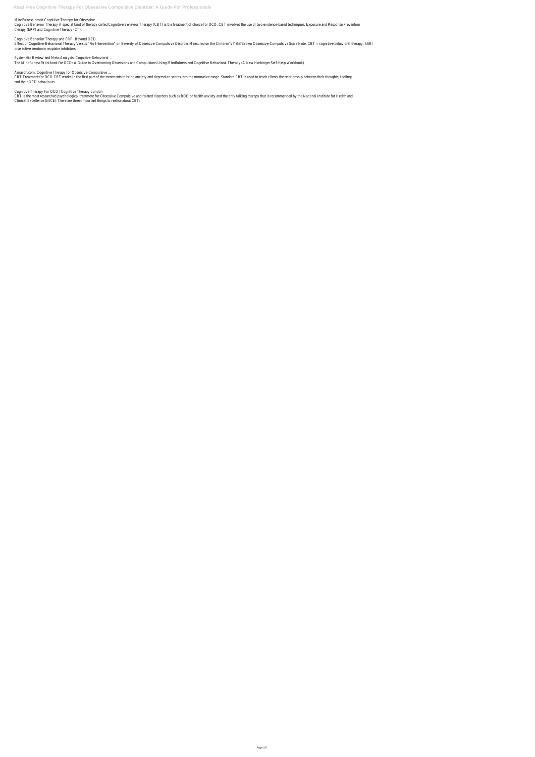Mindfulness-based Cognitive Therapy for Obsessive ...

Cognitive Behavior Therapy A special kind of therapy called Cognitive Behavior Therapy (CBT) is the treatment of choice for OCD. CBT involves the use of two evidence-based techniques: Exposure and Response Prevention therapy (ERP) and Cognitive Therapy (CT).

Cognitive Behavior Therapy and ERP | Beyond OCD

Effect of Cognitive-Behavioral Therapy Versus "No Intervention" on Severity of Obsessive-Compulsive Disorder Measured on the Children's Yale?Brown Obsessive-Compulsive Scale Note: CBT = cognitive behavioral therapy; SSRI = selective serotonin reuptake inhibitors.

Systematic Review and Meta-Analysis: Cognitive-Behavioral ...

The Mindfulness Workbook for OCD: A Guide to Overcoming Obsessions and Compulsions Using Mindfulness and Cognitive Behavioral Therapy (A New Harbinger Self-Help Workbook)

Amazon.com: Cognitive Therapy for Obsessive-Compulsive ...

CBT Treatment for OCD CBT works in the first part of the treatments to bring anxiety and depression scores into the normative range. Standard CBT is used to teach clients the relationship between their thoughts, feelings and their OCD behaviours.

Cognitive Therapy For OCD | Cognitive Therapy London

CBT is the most researched psychological treatment for Obsessive Compulsive and related disorders such as BDD or health anxiety and the only talking therapy that is recommended by the National Institute for Health and Clinical Excellence (NICE).There are three important things to realise about CBT: